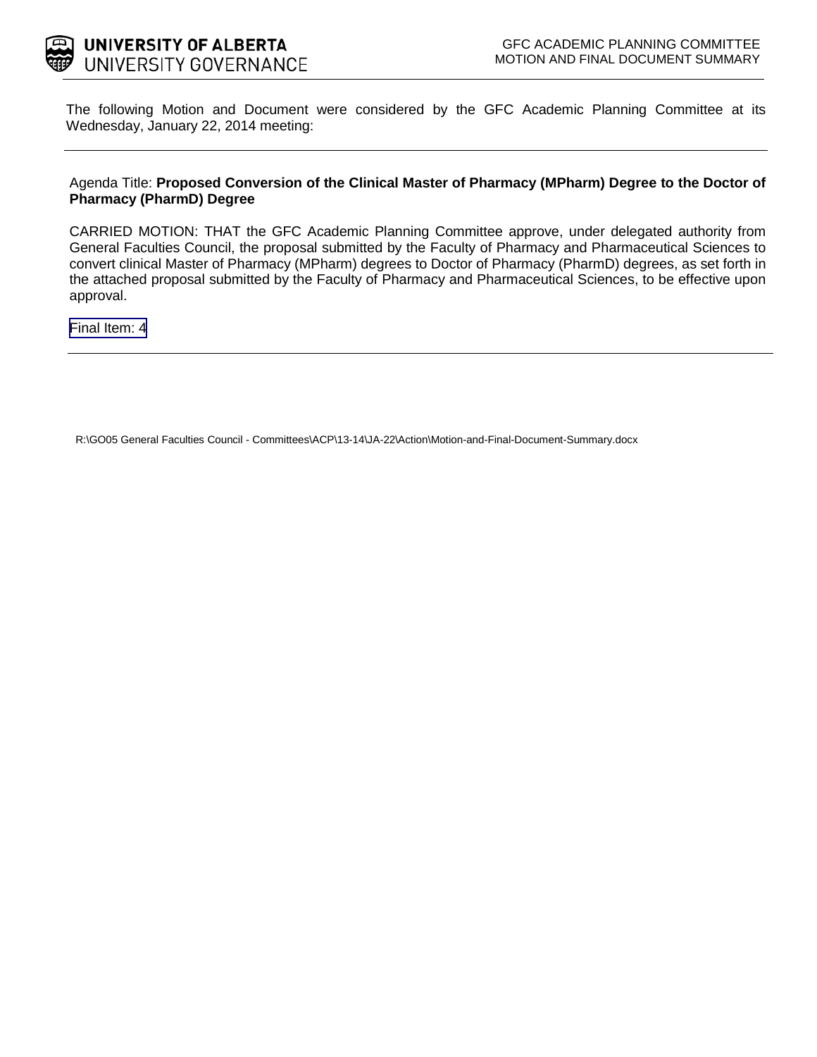UNIVERSITY OF ALBERTA
UNIVERSITY GOVERNANCE

GFC ACADEMIC PLANNING COMMITTEE
MOTION AND FINAL DOCUMENT SUMMARY

The following Motion and Document were considered by the GFC Academic Planning Committee at its Wednesday, January 22, 2014 meeting:

---

Agenda Title: **Proposed Conversion of the Clinical Master of Pharmacy (MPharm) Degree to the Doctor of Pharmacy (PharmD) Degree**

CARRIED MOTION: THAT the GFC Academic Planning Committee approve, under delegated authority from General Faculties Council, the proposal submitted by the Faculty of Pharmacy and Pharmaceutical Sciences to convert clinical Master of Pharmacy (MPharm) degrees to Doctor of Pharmacy (PharmD) degrees, as set forth in the attached proposal submitted by the Faculty of Pharmacy and Pharmaceutical Sciences, to be effective upon approval.

Final Item: 4

---

R:\GO05 General Faculties Council - Committees\ACP\13-14\JA-22\Action\Motion-and-Final-Document-Summary.docx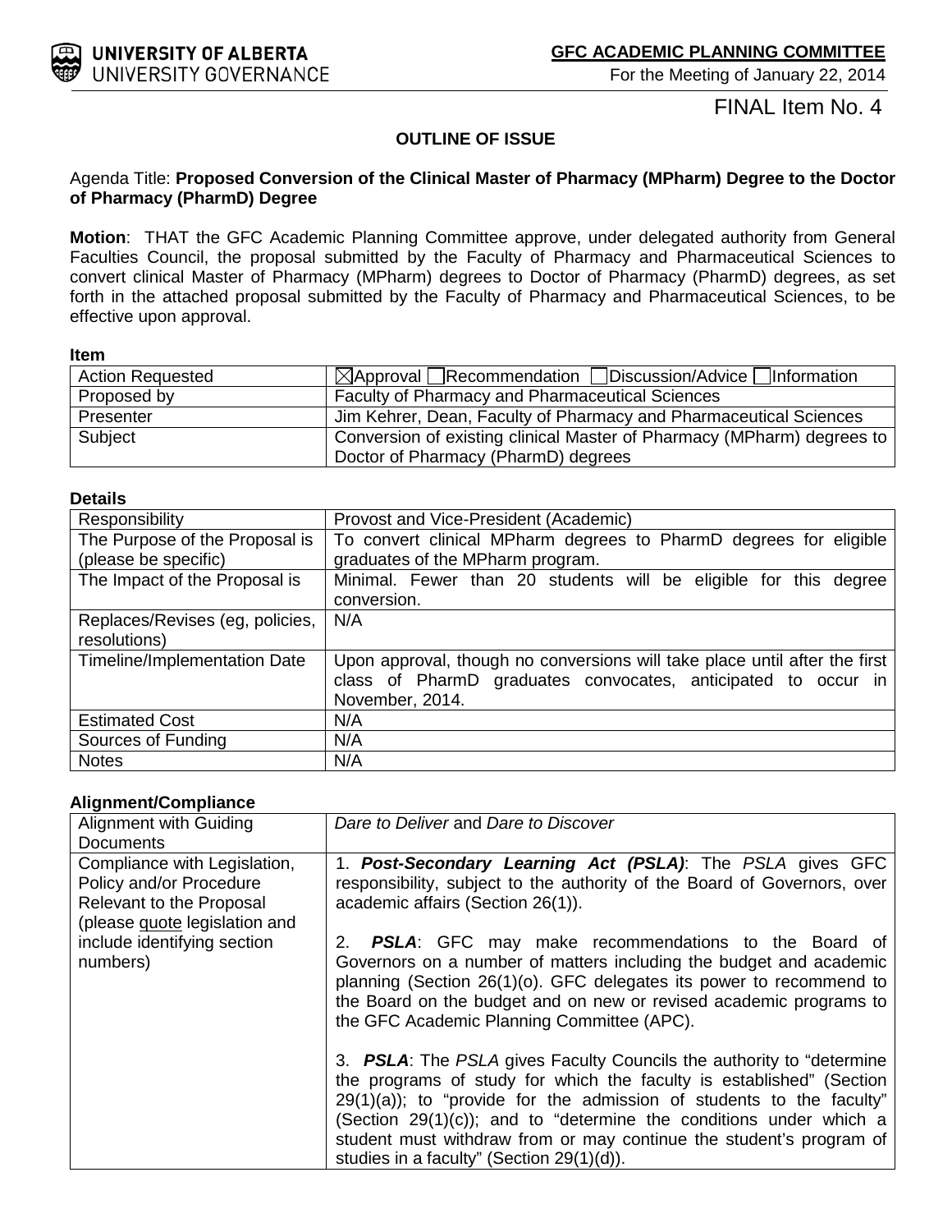**UNIVERSITY OF ALBERTA**
UNIVERSITY GOVERNANCE

**GFC ACADEMIC PLANNING COMMITTEE**
For the Meeting of January 22, 2014

FINAL Item No. 4

**OUTLINE OF ISSUE**

Agenda Title: **Proposed Conversion of the Clinical Master of Pharmacy (MPharm) Degree to the Doctor of Pharmacy (PharmD) Degree**

**Motion**: THAT the GFC Academic Planning Committee approve, under delegated authority from General Faculties Council, the proposal submitted by the Faculty of Pharmacy and Pharmaceutical Sciences to convert clinical Master of Pharmacy (MPharm) degrees to Doctor of Pharmacy (PharmD) degrees, as set forth in the attached proposal submitted by the Faculty of Pharmacy and Pharmaceutical Sciences, to be effective upon approval.

**Item**

| | |
|---|---|
| Action Requested | ☒Approval ☐Recommendation ☐Discussion/Advice ☐Information |
| Proposed by | Faculty of Pharmacy and Pharmaceutical Sciences |
| Presenter | Jim Kehrer, Dean, Faculty of Pharmacy and Pharmaceutical Sciences |
| Subject | Conversion of existing clinical Master of Pharmacy (MPharm) degrees to Doctor of Pharmacy (PharmD) degrees |

**Details**

| | |
|---|---|
| Responsibility | Provost and Vice-President (Academic) |
| The Purpose of the Proposal is (please be specific) | To convert clinical MPharm degrees to PharmD degrees for eligible graduates of the MPharm program. |
| The Impact of the Proposal is | Minimal. Fewer than 20 students will be eligible for this degree conversion. |
| Replaces/Revises (eg, policies, resolutions) | N/A |
| Timeline/Implementation Date | Upon approval, though no conversions will take place until after the first class of PharmD graduates convocates, anticipated to occur in November, 2014. |
| Estimated Cost | N/A |
| Sources of Funding | N/A |
| Notes | N/A |

**Alignment/Compliance**

| | |
|---|---|
| Alignment with Guiding Documents | *Dare to Deliver* and *Dare to Discover* |
| Compliance with Legislation, Policy and/or Procedure Relevant to the Proposal (please quote legislation and include identifying section numbers) | 1. ***Post-Secondary Learning Act (PSLA)***: The *PSLA* gives GFC responsibility, subject to the authority of the Board of Governors, over academic affairs (Section 26(1)).<br><br>2. ***PSLA***: GFC may make recommendations to the Board of Governors on a number of matters including the budget and academic planning (Section 26(1)(o). GFC delegates its power to recommend to the Board on the budget and on new or revised academic programs to the GFC Academic Planning Committee (APC).<br><br>3. ***PSLA***: The *PSLA* gives Faculty Councils the authority to "determine the programs of study for which the faculty is established" (Section 29(1)(a)); to "provide for the admission of students to the faculty" (Section 29(1)(c)); and to "determine the conditions under which a student must withdraw from or may continue the student's program of studies in a faculty" (Section 29(1)(d)). |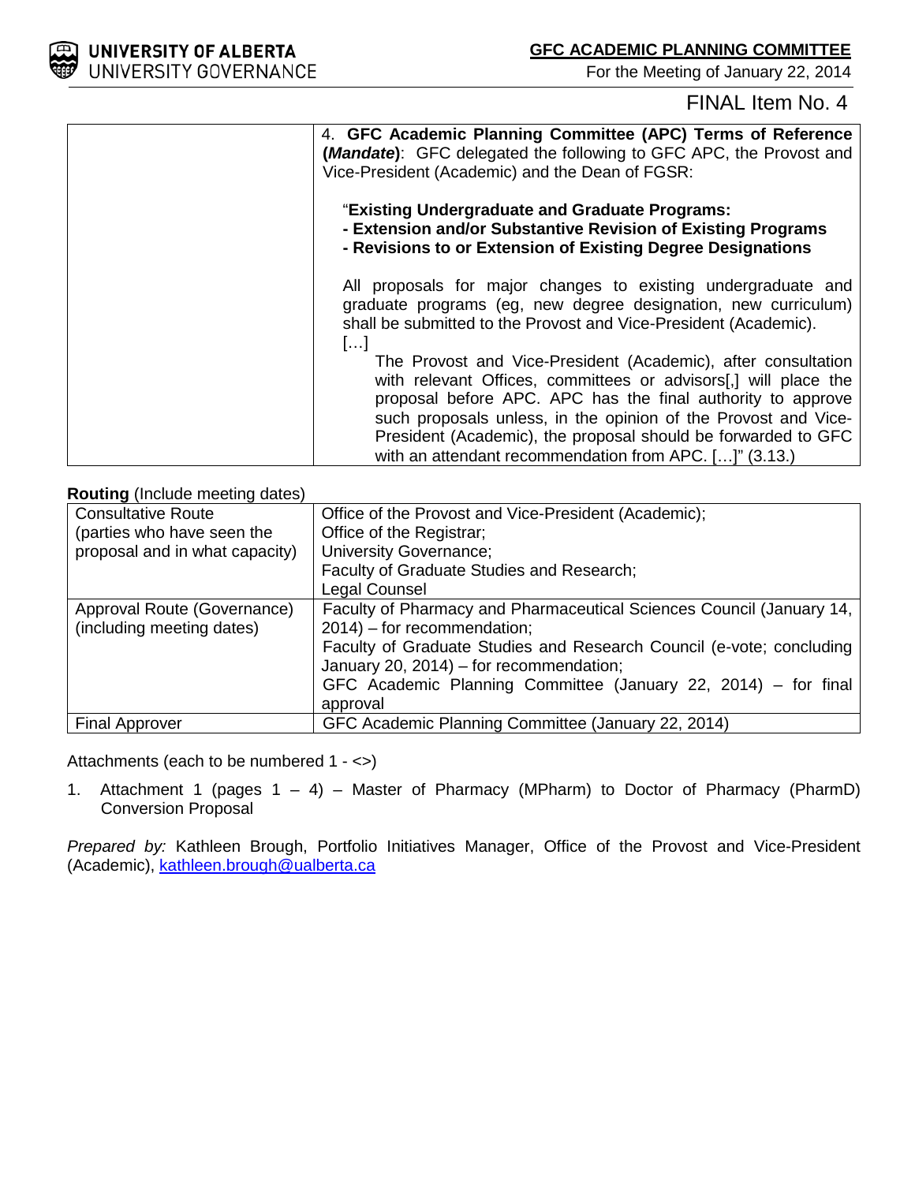**GFC ACADEMIC PLANNING COMMITTEE**
For the Meeting of January 22, 2014

FINAL Item No. 4

| | |
|---|---|
| | 4. **GFC Academic Planning Committee (APC) Terms of Reference (*Mandate*)**: GFC delegated the following to GFC APC, the Provost and Vice-President (Academic) and the Dean of FGSR:<br><br>"**Existing Undergraduate and Graduate Programs:**<br>**- Extension and/or Substantive Revision of Existing Programs**<br>**- Revisions to or Extension of Existing Degree Designations**<br><br>All proposals for major changes to existing undergraduate and graduate programs (eg, new degree designation, new curriculum) shall be submitted to the Provost and Vice-President (Academic).<br>[…]<br>The Provost and Vice-President (Academic), after consultation with relevant Offices, committees or advisors[,] will place the proposal before APC. APC has the final authority to approve such proposals unless, in the opinion of the Provost and Vice-President (Academic), the proposal should be forwarded to GFC with an attendant recommendation from APC. […]" (3.13.) |

**Routing** (Include meeting dates)

| | |
|---|---|
| Consultative Route (parties who have seen the proposal and in what capacity) | Office of the Provost and Vice-President (Academic);<br>Office of the Registrar;<br>University Governance;<br>Faculty of Graduate Studies and Research;<br>Legal Counsel |
| Approval Route (Governance) (including meeting dates) | Faculty of Pharmacy and Pharmaceutical Sciences Council (January 14, 2014) – for recommendation;<br>Faculty of Graduate Studies and Research Council (e-vote; concluding January 20, 2014) – for recommendation;<br>GFC Academic Planning Committee (January 22, 2014) – for final approval |
| Final Approver | GFC Academic Planning Committee (January 22, 2014) |

Attachments (each to be numbered 1 - <>)

1. Attachment 1 (pages 1 – 4) – Master of Pharmacy (MPharm) to Doctor of Pharmacy (PharmD) Conversion Proposal

*Prepared by:* Kathleen Brough, Portfolio Initiatives Manager, Office of the Provost and Vice-President (Academic), kathleen.brough@ualberta.ca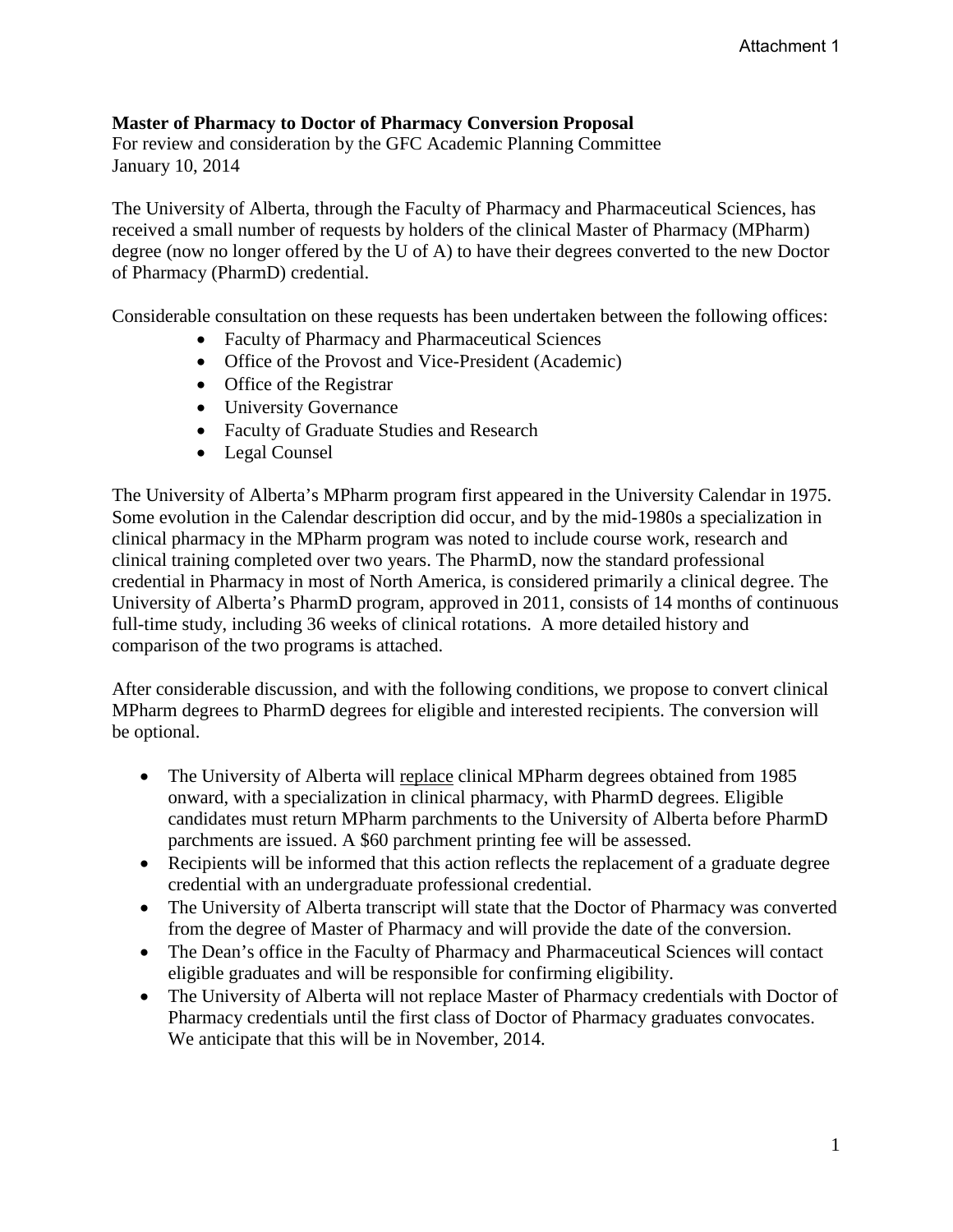Attachment 1

**Master of Pharmacy to Doctor of Pharmacy Conversion Proposal**
For review and consideration by the GFC Academic Planning Committee
January 10, 2014

The University of Alberta, through the Faculty of Pharmacy and Pharmaceutical Sciences, has received a small number of requests by holders of the clinical Master of Pharmacy (MPharm) degree (now no longer offered by the U of A) to have their degrees converted to the new Doctor of Pharmacy (PharmD) credential.

Considerable consultation on these requests has been undertaken between the following offices:

- Faculty of Pharmacy and Pharmaceutical Sciences
- Office of the Provost and Vice-President (Academic)
- Office of the Registrar
- University Governance
- Faculty of Graduate Studies and Research
- Legal Counsel

The University of Alberta's MPharm program first appeared in the University Calendar in 1975. Some evolution in the Calendar description did occur, and by the mid-1980s a specialization in clinical pharmacy in the MPharm program was noted to include course work, research and clinical training completed over two years. The PharmD, now the standard professional credential in Pharmacy in most of North America, is considered primarily a clinical degree. The University of Alberta's PharmD program, approved in 2011, consists of 14 months of continuous full-time study, including 36 weeks of clinical rotations. A more detailed history and comparison of the two programs is attached.

After considerable discussion, and with the following conditions, we propose to convert clinical MPharm degrees to PharmD degrees for eligible and interested recipients. The conversion will be optional.

- The University of Alberta will replace clinical MPharm degrees obtained from 1985 onward, with a specialization in clinical pharmacy, with PharmD degrees. Eligible candidates must return MPharm parchments to the University of Alberta before PharmD parchments are issued. A $60 parchment printing fee will be assessed.
- Recipients will be informed that this action reflects the replacement of a graduate degree credential with an undergraduate professional credential.
- The University of Alberta transcript will state that the Doctor of Pharmacy was converted from the degree of Master of Pharmacy and will provide the date of the conversion.
- The Dean's office in the Faculty of Pharmacy and Pharmaceutical Sciences will contact eligible graduates and will be responsible for confirming eligibility.
- The University of Alberta will not replace Master of Pharmacy credentials with Doctor of Pharmacy credentials until the first class of Doctor of Pharmacy graduates convocates. We anticipate that this will be in November, 2014.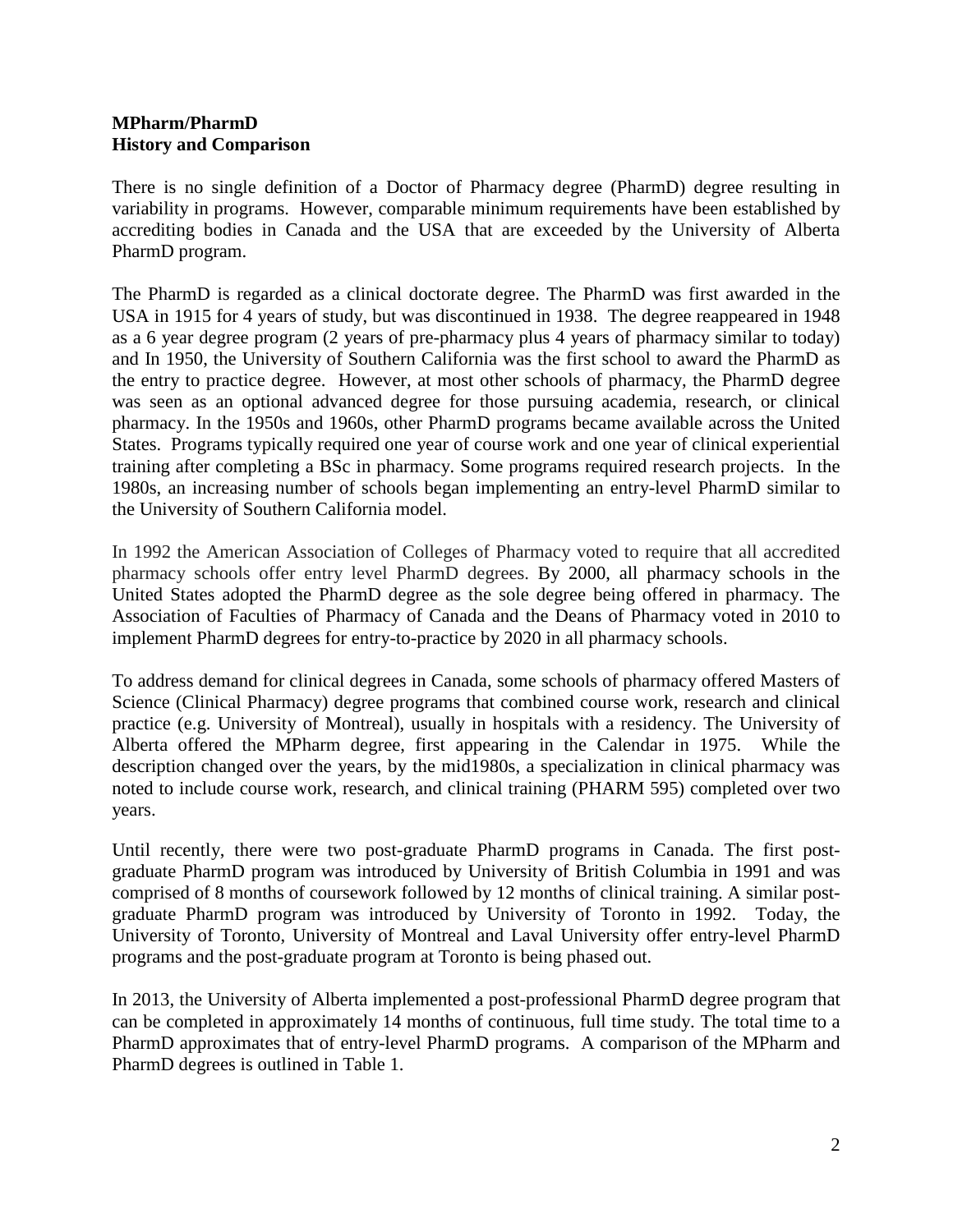**MPharm/PharmD**
**History and Comparison**

There is no single definition of a Doctor of Pharmacy degree (PharmD) degree resulting in variability in programs. However, comparable minimum requirements have been established by accrediting bodies in Canada and the USA that are exceeded by the University of Alberta PharmD program.

The PharmD is regarded as a clinical doctorate degree. The PharmD was first awarded in the USA in 1915 for 4 years of study, but was discontinued in 1938. The degree reappeared in 1948 as a 6 year degree program (2 years of pre-pharmacy plus 4 years of pharmacy similar to today) and In 1950, the University of Southern California was the first school to award the PharmD as the entry to practice degree. However, at most other schools of pharmacy, the PharmD degree was seen as an optional advanced degree for those pursuing academia, research, or clinical pharmacy. In the 1950s and 1960s, other PharmD programs became available across the United States. Programs typically required one year of course work and one year of clinical experiential training after completing a BSc in pharmacy. Some programs required research projects. In the 1980s, an increasing number of schools began implementing an entry-level PharmD similar to the University of Southern California model.

In 1992 the American Association of Colleges of Pharmacy voted to require that all accredited pharmacy schools offer entry level PharmD degrees. By 2000, all pharmacy schools in the United States adopted the PharmD degree as the sole degree being offered in pharmacy. The Association of Faculties of Pharmacy of Canada and the Deans of Pharmacy voted in 2010 to implement PharmD degrees for entry-to-practice by 2020 in all pharmacy schools.

To address demand for clinical degrees in Canada, some schools of pharmacy offered Masters of Science (Clinical Pharmacy) degree programs that combined course work, research and clinical practice (e.g. University of Montreal), usually in hospitals with a residency. The University of Alberta offered the MPharm degree, first appearing in the Calendar in 1975. While the description changed over the years, by the mid1980s, a specialization in clinical pharmacy was noted to include course work, research, and clinical training (PHARM 595) completed over two years.

Until recently, there were two post-graduate PharmD programs in Canada. The first post-graduate PharmD program was introduced by University of British Columbia in 1991 and was comprised of 8 months of coursework followed by 12 months of clinical training. A similar post-graduate PharmD program was introduced by University of Toronto in 1992. Today, the University of Toronto, University of Montreal and Laval University offer entry-level PharmD programs and the post-graduate program at Toronto is being phased out.

In 2013, the University of Alberta implemented a post-professional PharmD degree program that can be completed in approximately 14 months of continuous, full time study. The total time to a PharmD approximates that of entry-level PharmD programs. A comparison of the MPharm and PharmD degrees is outlined in Table 1.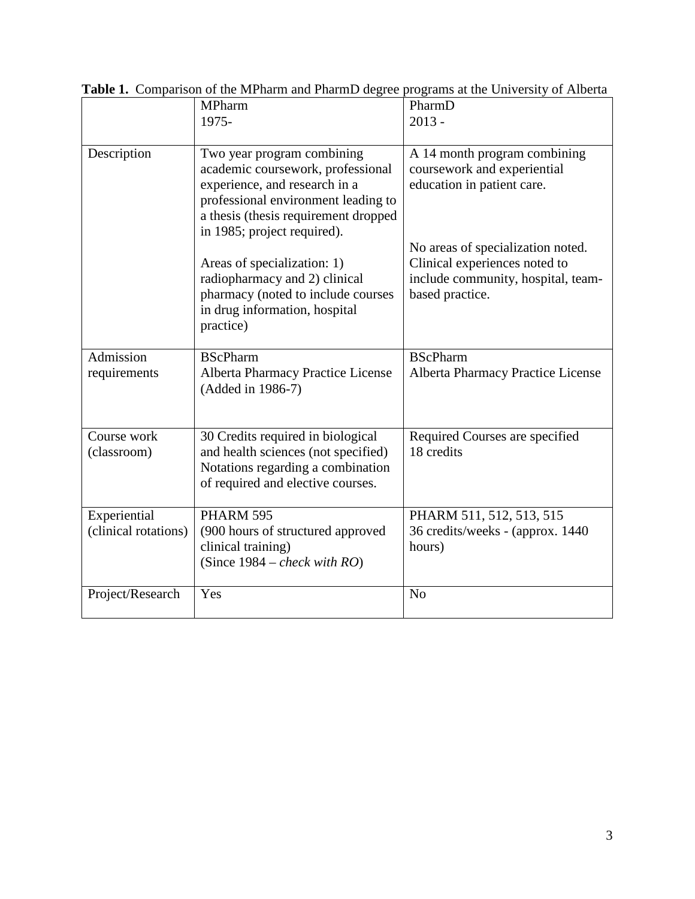**Table 1.** Comparison of the MPharm and PharmD degree programs at the University of Alberta

| | MPharm<br>1975- | PharmD<br>2013 - |
|---|---|---|
| Description | Two year program combining academic coursework, professional experience, and research in a professional environment leading to a thesis (thesis requirement dropped in 1985; project required).<br><br>Areas of specialization: 1) radiopharmacy and 2) clinical pharmacy (noted to include courses in drug information, hospital practice) | A 14 month program combining coursework and experiential education in patient care.<br><br>No areas of specialization noted. Clinical experiences noted to include community, hospital, team-based practice. |
| Admission requirements | BScPharm<br>Alberta Pharmacy Practice License (Added in 1986-7) | BScPharm<br>Alberta Pharmacy Practice License |
| Course work (classroom) | 30 Credits required in biological and health sciences (not specified) Notations regarding a combination of required and elective courses. | Required Courses are specified<br>18 credits |
| Experiential (clinical rotations) | PHARM 595<br>(900 hours of structured approved clinical training)<br>(Since 1984 – *check with RO*) | PHARM 511, 512, 513, 515<br>36 credits/weeks - (approx. 1440 hours) |
| Project/Research | Yes | No |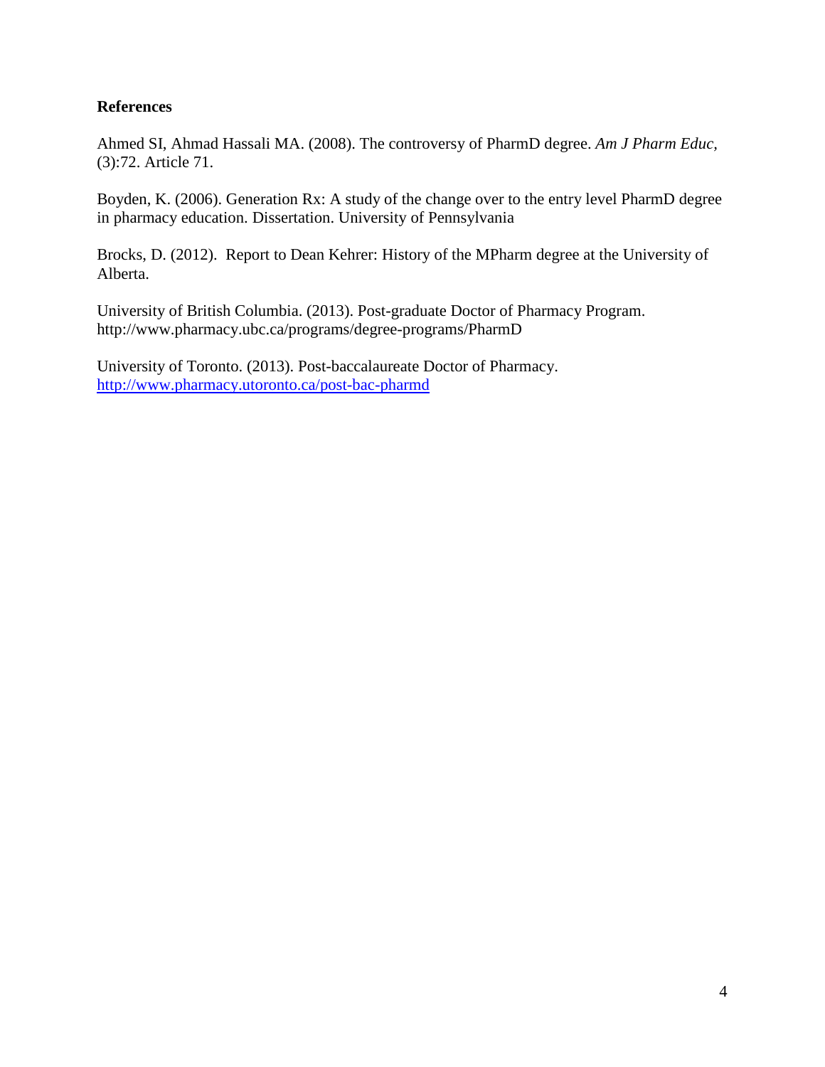**References**

Ahmed SI, Ahmad Hassali MA. (2008). The controversy of PharmD degree. *Am J Pharm Educ,* (3):72. Article 71.

Boyden, K. (2006). Generation Rx: A study of the change over to the entry level PharmD degree in pharmacy education. Dissertation. University of Pennsylvania

Brocks, D. (2012). Report to Dean Kehrer: History of the MPharm degree at the University of Alberta.

University of British Columbia. (2013). Post-graduate Doctor of Pharmacy Program. http://www.pharmacy.ubc.ca/programs/degree-programs/PharmD

University of Toronto. (2013). Post-baccalaureate Doctor of Pharmacy. [http://www.pharmacy.utoronto.ca/post-bac-pharmd](http://www.pharmacy.utoronto.ca/post-bac-pharmd)